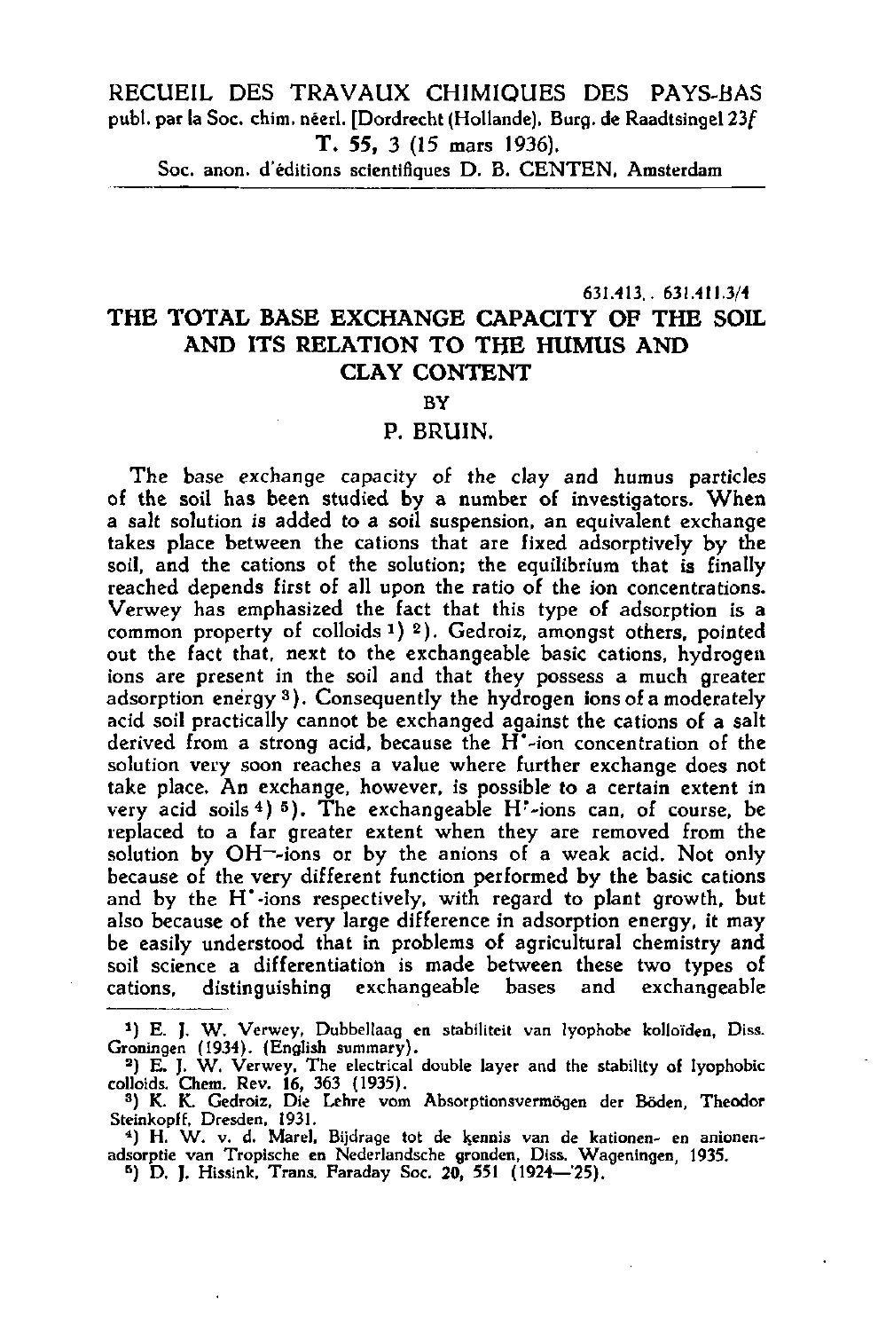RECUEIL DES TRAVAUX CHIMIQUES DES PAYS-BAS
publ. par la Soc. chim. néerl. [Dordrecht (Hollande), Burg. de Raadtsingel 23]
T. 55, 3 (15 mars 1936).
Soc. anon. d'éditions scientifiques D. B. CENTEN, Amsterdam

631.413. 631.411.3/4

# THE TOTAL BASE EXCHANGE CAPACITY OF THE SOIL AND ITS RELATION TO THE HUMUS AND CLAY CONTENT

BY

## P. BRUIN.

The base exchange capacity of the clay and humus particles of the soil has been studied by a number of investigators. When a salt solution is added to a soil suspension, an equivalent exchange takes place between the cations that are fixed adsorptively by the soil, and the cations of the solution; the equilibrium that is finally reached depends first of all upon the ratio of the ion concentrations. Verwey has emphasized the fact that this type of adsorption is a common property of colloids [1] [2]. Gedroiz, amongst others, pointed out the fact that, next to the exchangeable basic cations, hydrogen ions are present in the soil and that they possess a much greater adsorption energy [3]. Consequently the hydrogen ions of a moderately acid soil practically cannot be exchanged against the cations of a salt derived from a strong acid, because the $H^{\cdot}$-ion concentration of the solution very soon reaches a value where further exchange does not take place. An exchange, however, is possible to a certain extent in very acid soils [4] [5]. The exchangeable $H^{\cdot}$-ions can, of course, be replaced to a far greater extent when they are removed from the solution by $OH^{-}$-ions or by the anions of a weak acid. Not only because of the very different function performed by the basic cations and by the $H^{\cdot}$-ions respectively, with regard to plant growth, but also because of the very large difference in adsorption energy, it may be easily understood that in problems of agricultural chemistry and soil science a differentiation is made between these two types of cations, distinguishing exchangeable bases and exchangeable

---

[1] E. J. W. Verwey, Dubbellaag en stabiliteit van lyophobe kolloïden, Diss. Groningen (1934). (English summary).

[2] E. J. W. Verwey, The electrical double layer and the stability of lyophobic colloids. Chem. Rev. 16, 363 (1935).

[3] K. K. Gedroiz, Die Lehre vom Absorptionsvermögen der Böden, Theodor Steinkopff, Dresden, 1931.

[4] H. W. v. d. Marel, Bijdrage tot de kennis van de kationen- en anionen-adsorptie van Tropische en Nederlandsche gronden, Diss. Wageningen, 1935.

[5] D. J. Hissink, Trans. Faraday Soc. 20, 551 (1924—'25).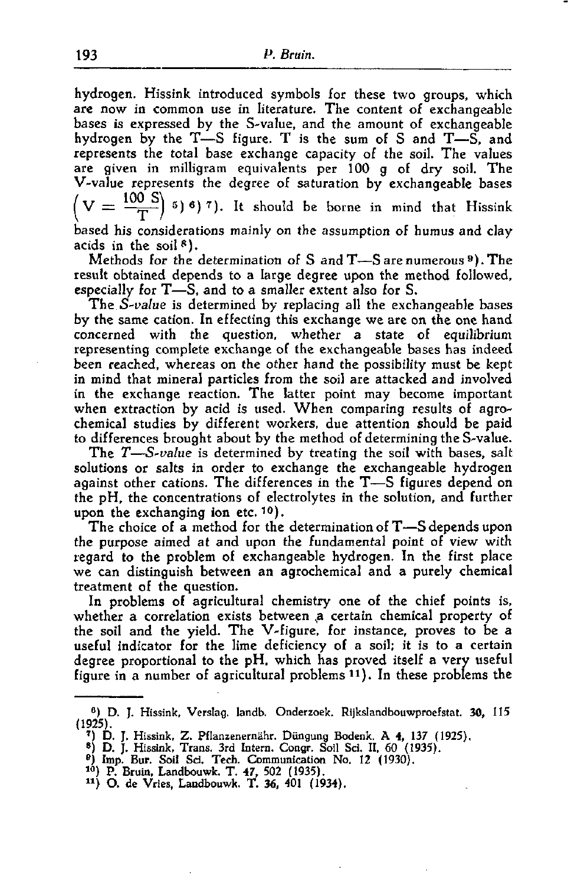hydrogen. Hissink introduced symbols for these two groups, which are now in common use in literature. The content of exchangeable bases is expressed by the S-value, and the amount of exchangeable hydrogen by the T—S figure. T is the sum of S and T—S, and represents the total base exchange capacity of the soil. The values are given in milligram equivalents per 100 g of dry soil. The V-value represents the degree of saturation by exchangeable bases $\left(V = \frac{100\ S}{T}\right)$ [5] [6] [7]. It should be borne in mind that Hissink based his considerations mainly on the assumption of humus and clay acids in the soil [8].

Methods for the determination of S and T—S are numerous [9]. The result obtained depends to a large degree upon the method followed, especially for T—S, and to a smaller extent also for S.

The *S-value* is determined by replacing all the exchangeable bases by the same cation. In effecting this exchange we are on the one hand concerned with the question, whether a state of equilibrium representing complete exchange of the exchangeable bases has indeed been reached, whereas on the other hand the possibility must be kept in mind that mineral particles from the soil are attacked and involved in the exchange reaction. The latter point may become important when extraction by acid is used. When comparing results of agrochemical studies by different workers, due attention should be paid to differences brought about by the method of determining the S-value.

The *T—S-value* is determined by treating the soil with bases, salt solutions or salts in order to exchange the exchangeable hydrogen against other cations. The differences in the T—S figures depend on the pH, the concentrations of electrolytes in the solution, and further upon the exchanging ion etc. [10]).

The choice of a method for the determination of T—S depends upon the purpose aimed at and upon the fundamental point of view with regard to the problem of exchangeable hydrogen. In the first place we can distinguish between an agrochemical and a purely chemical treatment of the question.

In problems of agricultural chemistry one of the chief points is, whether a correlation exists between a certain chemical property of the soil and the yield. The V-figure, for instance, proves to be a useful indicator for the lime deficiency of a soil; it is to a certain degree proportional to the pH, which has proved itself a very useful figure in a number of agricultural problems [11]). In these problems the

---

[6]) D. J. Hissink, Verslag. landb. Onderzoek. Rijkslandbouwproefstat. **30**, 115 (1925).

[7]) D. J. Hissink, Z. Pflanzenernähr. Düngung Bodenk. A **4**, 137 (1925).

[8]) D. J. Hissink, Trans. 3rd Intern. Congr. Soil Sci. II, 60 (1935).

[9]) Imp. Bur. Soil Sci. Tech. Communication No. 12 (1930).

[10]) P. Bruin, Landbouwk. T. **47**, 502 (1935).

[11]) O. de Vries, Landbouwk. T. **36**, 401 (1934).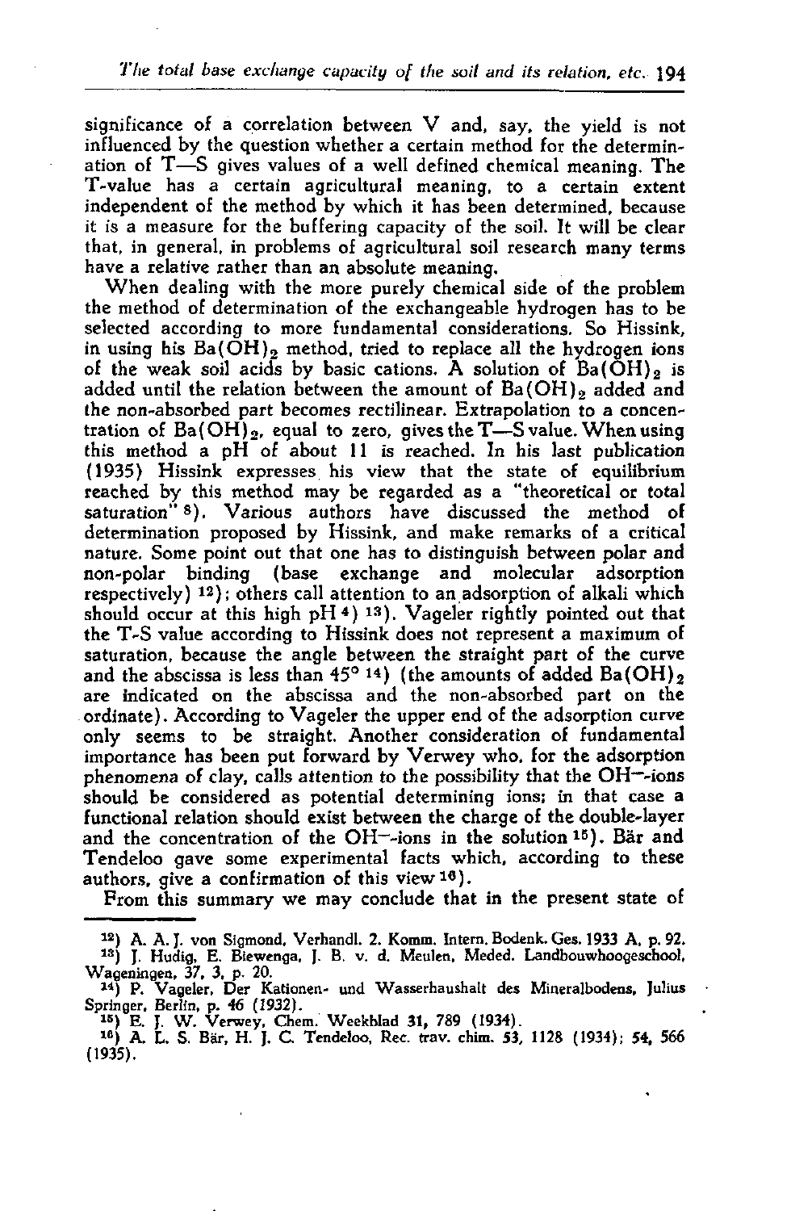significance of a correlation between V and, say, the yield is not influenced by the question whether a certain method for the determination of T—S gives values of a well defined chemical meaning. The T-value has a certain agricultural meaning, to a certain extent independent of the method by which it has been determined, because it is a measure for the buffering capacity of the soil. It will be clear that, in general, in problems of agricultural soil research many terms have a relative rather than an absolute meaning.

When dealing with the more purely chemical side of the problem the method of determination of the exchangeable hydrogen has to be selected according to more fundamental considerations. So Hissink, in using his $Ba(OH)_2$ method, tried to replace all the hydrogen ions of the weak soil acids by basic cations. A solution of $Ba(OH)_2$ is added until the relation between the amount of $Ba(OH)_2$ added and the non-absorbed part becomes rectilinear. Extrapolation to a concentration of $Ba(OH)_2$, equal to zero, gives the T—S value. When using this method a pH of about 11 is reached. In his last publication (1935) Hissink expresses his view that the state of equilibrium reached by this method may be regarded as a "theoretical or total saturation" [8]). Various authors have discussed the method of determination proposed by Hissink, and make remarks of a critical nature. Some point out that one has to distinguish between polar and non-polar binding (base exchange and molecular adsorption respectively) [12]); others call attention to an adsorption of alkali which should occur at this high pH [4]) [13]). Vageler rightly pointed out that the T-S value according to Hissink does not represent a maximum of saturation, because the angle between the straight part of the curve and the abscissa is less than 45° [14]) (the amounts of added $Ba(OH)_2$ are indicated on the abscissa and the non-absorbed part on the ordinate). According to Vageler the upper end of the adsorption curve only seems to be straight. Another consideration of fundamental importance has been put forward by Verwey who, for the adsorption phenomena of clay, calls attention to the possibility that the $OH^-$-ions should be considered as potential determining ions; in that case a functional relation should exist between the charge of the double-layer and the concentration of the $OH^-$-ions in the solution [15]). Bär and Tendeloo gave some experimental facts which, according to these authors, give a confirmation of this view [16]).

From this summary we may conclude that in the present state of

---

[12]) A. A. J. von Sigmond, Verhandl. 2. Komm. Intern. Bodenk. Ges. 1933 A, p. 92.

[13]) J. Hudig, E. Biewenga, J. B. v. d. Meulen, Meded. Landbouwhoogeschool, Wageningen, 37, 3, p. 20.

[14]) P. Vageler, Der Kationen- und Wasserhaushalt des Mineralbodens, Julius Springer, Berlin, p. 46 (1932).

[15]) E. J. W. Verwey, Chem. Weekblad 31, 789 (1934).

[16]) A. L. S. Bär, H. J. C. Tendeloo, Rec. trav. chim. 53, 1128 (1934); 54, 566 (1935).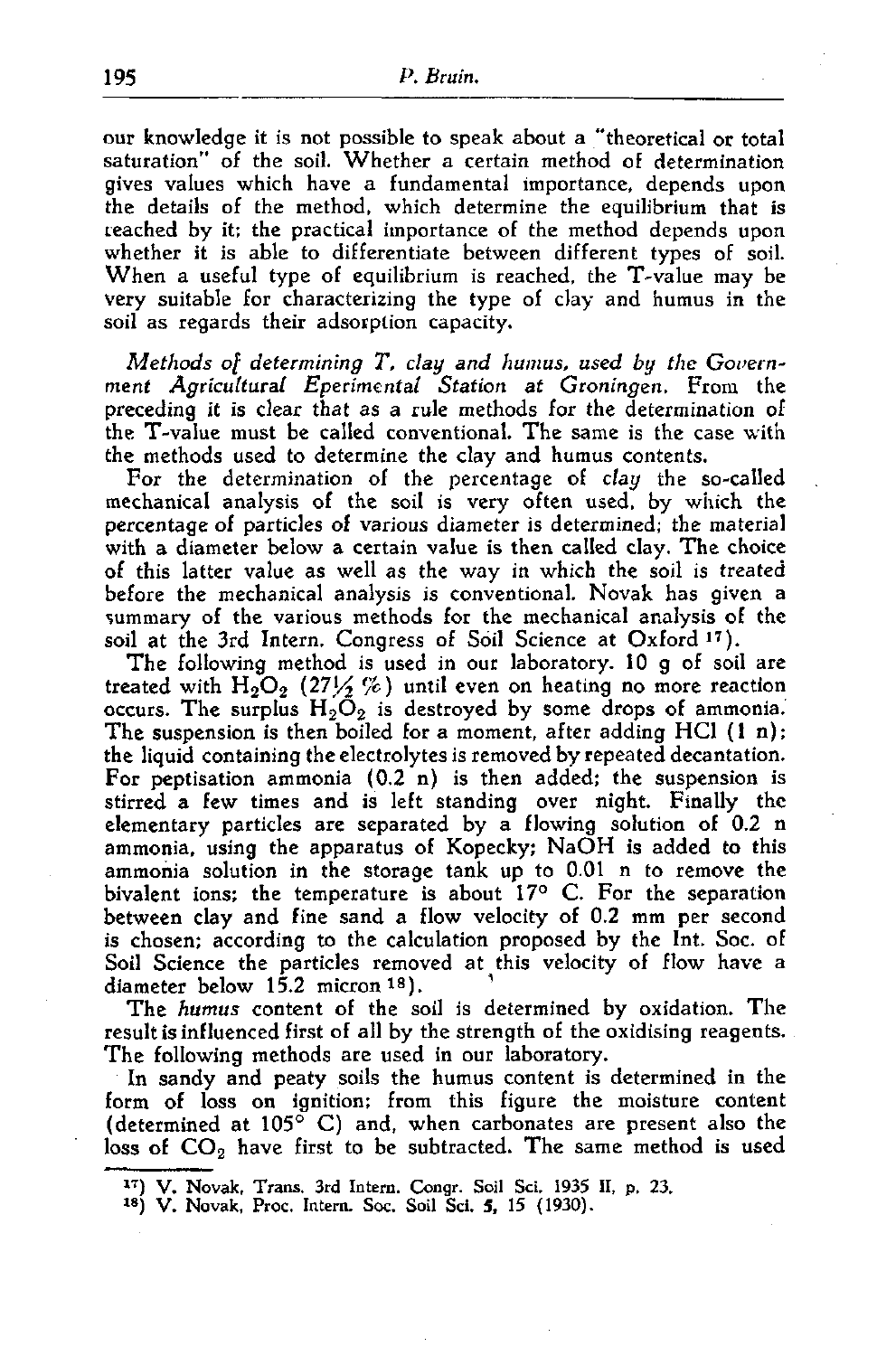our knowledge it is not possible to speak about a "theoretical or total saturation" of the soil. Whether a certain method of determination gives values which have a fundamental importance, depends upon the details of the method, which determine the equilibrium that is reached by it; the practical importance of the method depends upon whether it is able to differentiate between different types of soil. When a useful type of equilibrium is reached, the T-value may be very suitable for characterizing the type of clay and humus in the soil as regards their adsorption capacity.

*Methods of determining T, clay and humus, used by the Government Agricultural Eperimental Station at Groningen.* From the preceding it is clear that as a rule methods for the determination of the T-value must be called conventional. The same is the case with the methods used to determine the clay and humus contents.

For the determination of the percentage of *clay* the so-called mechanical analysis of the soil is very often used, by which the percentage of particles of various diameter is determined; the material with a diameter below a certain value is then called clay. The choice of this latter value as well as the way in which the soil is treated before the mechanical analysis is conventional. Novak has given a summary of the various methods for the mechanical analysis of the soil at the 3rd Intern. Congress of Soil Science at Oxford [17]).

The following method is used in our laboratory. 10 g of soil are treated with $H_2O_2$ (27½ %) until even on heating no more reaction occurs. The surplus $H_2O_2$ is destroyed by some drops of ammonia. The suspension is then boiled for a moment, after adding HCl (1 n); the liquid containing the electrolytes is removed by repeated decantation. For peptisation ammonia (0.2 n) is then added; the suspension is stirred a few times and is left standing over night. Finally the elementary particles are separated by a flowing solution of 0.2 n ammonia, using the apparatus of Kopecky; NaOH is added to this ammonia solution in the storage tank up to 0.01 n to remove the bivalent ions; the temperature is about 17° C. For the separation between clay and fine sand a flow velocity of 0.2 mm per second is chosen; according to the calculation proposed by the Int. Soc. of Soil Science the particles removed at this velocity of flow have a diameter below 15.2 micron [18]).

The *humus* content of the soil is determined by oxidation. The result is influenced first of all by the strength of the oxidising reagents. The following methods are used in our laboratory.

In sandy and peaty soils the humus content is determined in the form of loss on ignition; from this figure the moisture content (determined at 105° C) and, when carbonates are present also the loss of $CO_2$ have first to be subtracted. The same method is used

[17]) V. Novak, Trans. 3rd Intern. Congr. Soil Sci. 1935 II, p. 23.

[18]) V. Novak, Proc. Intern. Soc. Soil Sci. **5**, 15 (1930).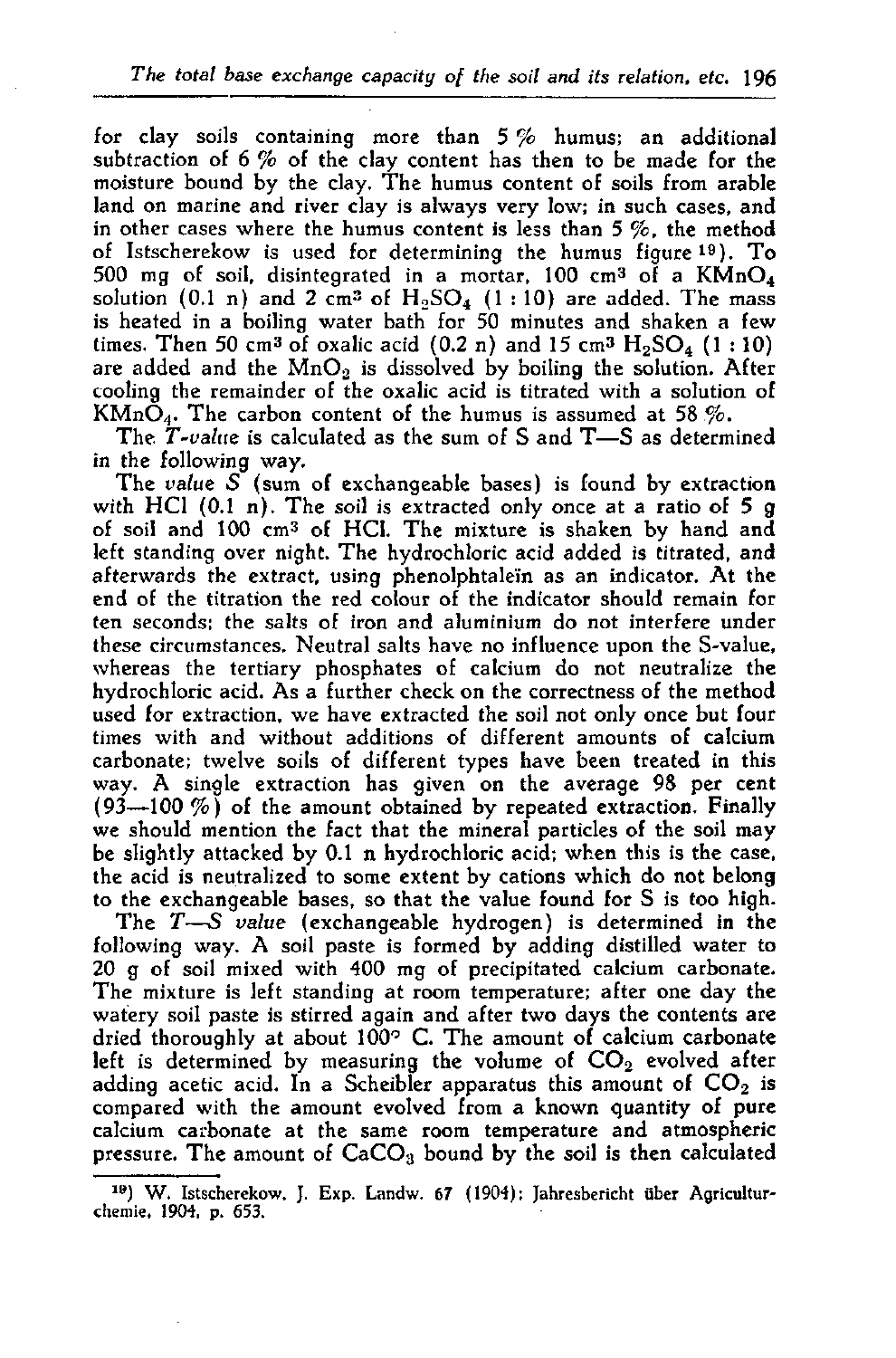for clay soils containing more than 5 % humus; an additional subtraction of 6 % of the clay content has then to be made for the moisture bound by the clay. The humus content of soils from arable land on marine and river clay is always very low; in such cases, and in other cases where the humus content is less than 5 %, the method of Istscherekow is used for determining the humus figure [19]). To 500 mg of soil, disintegrated in a mortar, 100 $cm^3$ of a $KMnO_4$ solution (0.1 n) and 2 $cm^3$ of $H_2SO_4$ (1 : 10) are added. The mass is heated in a boiling water bath for 50 minutes and shaken a few times. Then 50 $cm^3$ of oxalic acid (0.2 n) and 15 $cm^3$ $H_2SO_4$ (1 : 10) are added and the $MnO_2$ is dissolved by boiling the solution. After cooling the remainder of the oxalic acid is titrated with a solution of $KMnO_4$. The carbon content of the humus is assumed at 58 %.

The *T-value* is calculated as the sum of S and T—S as determined in the following way.

The *value S* (sum of exchangeable bases) is found by extraction with HCl (0.1 n). The soil is extracted only once at a ratio of 5 g of soil and 100 $cm^3$ of HCl. The mixture is shaken by hand and left standing over night. The hydrochloric acid added is titrated, and afterwards the extract, using phenolphtaleïn as an indicator. At the end of the titration the red colour of the indicator should remain for ten seconds; the salts of iron and aluminium do not interfere under these circumstances. Neutral salts have no influence upon the S-value, whereas the tertiary phosphates of calcium do not neutralize the hydrochloric acid. As a further check on the correctness of the method used for extraction, we have extracted the soil not only once but four times with and without additions of different amounts of calcium carbonate; twelve soils of different types have been treated in this way. A single extraction has given on the average 98 per cent (93—100 %) of the amount obtained by repeated extraction. Finally we should mention the fact that the mineral particles of the soil may be slightly attacked by 0.1 n hydrochloric acid; when this is the case, the acid is neutralized to some extent by cations which do not belong to the exchangeable bases, so that the value found for S is too high.

The *T—S value* (exchangeable hydrogen) is determined in the following way. A soil paste is formed by adding distilled water to 20 g of soil mixed with 400 mg of precipitated calcium carbonate. The mixture is left standing at room temperature; after one day the watery soil paste is stirred again and after two days the contents are dried thoroughly at about 100° C. The amount of calcium carbonate left is determined by measuring the volume of $CO_2$ evolved after adding acetic acid. In a Scheibler apparatus this amount of $CO_2$ is compared with the amount evolved from a known quantity of pure calcium carbonate at the same room temperature and atmospheric pressure. The amount of $CaCO_3$ bound by the soil is then calculated

[19]) W. Istscherekow, J. Exp. Landw. 67 (1904); Jahresbericht über Agriculturchemie, 1904, p. 653.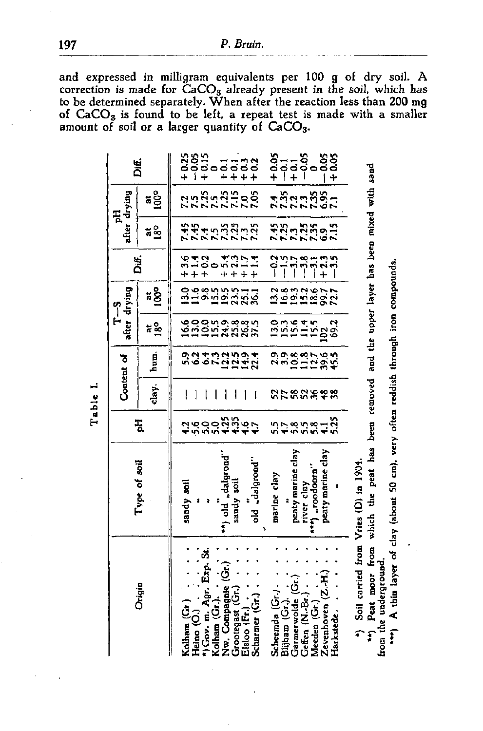and expressed in milligram equivalents per 100 g of dry soil. A correction is made for $CaCO_3$ already present in the soil, which has to be determined separately. When after the reaction less than 200 mg of $CaCO_3$ is found to be left, a repeat test is made with a smaller amount of soil or a larger quantity of $CaCO_3$.

Table I.

| Origin | Type of soil | pH | Content of | | T—S after drying | | Diff. | pH after drying | | Diff. |
|---|---|---|---|---|---|---|---|---|---|---|
| | | | clay. | hum. | at 18° | at 100° | | at 18° | at 100° | |
| Kolham (Gr.) | sandy soil | 4.2 | — | 5.9 | 16.6 | 13.0 | +3.6 | 7.45 | 7.2 | +0.25 |
| Heino (O.) | " | 5.6 | — | 6.2 | 13.0 | 11.6 | +1.4 | 7.45 | 7.5 | —0.05 |
| *) Gov. m. Agr. Exp. St. | " | 5.0 | — | 6.4 | 10.0 | 9.8 | +0.2 | 7.4 | 7.25 | +0.15 |
| Kolham (Gr.) | " | 5.0 | — | 7.3 | 15.5 | 15.5 | 0 | 7.5 | 7.5 | 0 |
| Nw. Compagnie (Gr.) | **) old „dalgrond" | 4.25 | — | 12.2 | 24.9 | 19.5 | +5.4 | 7.35 | 7.25 | +0.1 |
| Grootegast (Gr.) | sandy soil | 4.35 | — | 12.5 | 25.8 | 23.5 | +2.3 | 7.25 | 7.15 | +0.1 |
| Elsloo (Fr.) | " | 4.6 | — | 14.9 | 26.8 | 25.1 | +1.7 | 7.3 | 7.0 | +0.3 |
| Scharmer (Gr.) | old „dalgrond" | 4.7 | — | 22.4 | 37.5 | 36.1 | +1.4 | 7.25 | 7.05 | +0.2 |
| Scheemda (Gr.) | marine clay | 5.5 | 52 | 2.9 | 13.0 | 13.2 | —0.2 | 7.45 | 7.4 | +0.05 |
| Blijham (Gr.) | " | 4.7 | 77 | 3.9 | 15.3 | 16.8 | —1.5 | 7.25 | 7.35 | —0.1 |
| Garmerwolde (Gr.) | peaty marine clay | 5.8 | 58 | 10.8 | 15.6 | 19.3 | —3.7 | 7.3 | 7.2 | +0.1 |
| Geffen (N.-Br.) | river clay | 5.5 | 52 | 11.8 | 11.4 | 15.2 | —3.8 | 7.25 | 7.3 | —0.05 |
| Meeden (Gr.) | ***) „roodoorn" | 5.8 | 36 | 12.7 | 15.5 | 18.6 | —3.1 | 7.35 | 7.35 | 0 |
| Zevenhoven (Z.-H.) | peaty marine clay | 4.1 | 48 | 39.6 | 102 | 99.7 | +2.3 | 6.9 | 6.95 | —0.05 |
| Harkstede | " | 5.25 | 38 | 45.5 | 69.2 | 72.7 | —3.5 | 7.15 | 7.1 | +0.05 |

*) Soil carried from Vries (D) in 1904.

**) Peat moor from which the peat has been removed and the upper layer has been mixed with sand from the underground.

***) A thin layer of clay (about 50 cm), very often reddish through iron compounds.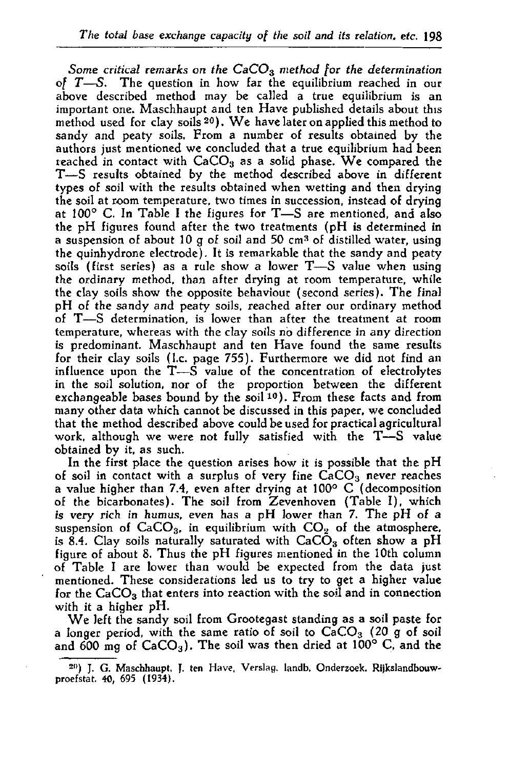*Some critical remarks on the $CaCO_3$ method for the determination of T—S.* The question in how far the equilibrium reached in our above described method may be called a true equilibrium is an important one. Maschhaupt and ten Have published details about this method used for clay soils [20]. We have later on applied this method to sandy and peaty soils. From a number of results obtained by the authors just mentioned we concluded that a true equilibrium had been reached in contact with $CaCO_3$ as a solid phase. We compared the T—S results obtained by the method described above in different types of soil with the results obtained when wetting and then drying the soil at room temperature, two times in succession, instead of drying at 100° C. In Table I the figures for T—S are mentioned, and also the pH figures found after the two treatments (pH is determined in a suspension of about 10 g of soil and 50 cm$^3$ of distilled water, using the quinhydrone electrode). It is remarkable that the sandy and peaty soils (first series) as a rule show a lower T—S value when using the ordinary method, than after drying at room temperature, while the clay soils show the opposite behaviour (second series). The final pH of the sandy and peaty soils, reached after our ordinary method of T—S determination, is lower than after the treatment at room temperature, whereas with the clay soils no difference in any direction is predominant. Maschhaupt and ten Have found the same results for their clay soils (l.c. page 755). Furthermore we did not find an influence upon the T—S value of the concentration of electrolytes in the soil solution, nor of the proportion between the different exchangeable bases bound by the soil [10]. From these facts and from many other data which cannot be discussed in this paper, we concluded that the method described above could be used for practical agricultural work, although we were not fully satisfied with the T—S value obtained by it, as such.

In the first place the question arises how it is possible that the pH of soil in contact with a surplus of very fine $CaCO_3$ never reaches a value higher than 7.4, even after drying at 100° C (decomposition of the bicarbonates). The soil from Zevenhoven (Table I), which is very rich in humus, even has a pH lower than 7. The pH of a suspension of $CaCO_3$, in equilibrium with $CO_2$ of the atmosphere, is 8.4. Clay soils naturally saturated with $CaCO_3$ often show a pH figure of about 8. Thus the pH figures mentioned in the 10th column of Table I are lower than would be expected from the data just mentioned. These considerations led us to try to get a higher value for the $CaCO_3$ that enters into reaction with the soil and in connection with it a higher pH.

We left the sandy soil from Grootegast standing as a soil paste for a longer period, with the same ratio of soil to $CaCO_3$ (20 g of soil and 600 mg of $CaCO_3$). The soil was then dried at 100° C, and the

[20] J. G. Maschhaupt, J. ten Have, Verslag. landb. Onderzoek. Rijkslandbouwproefstat. 40, 695 (1934).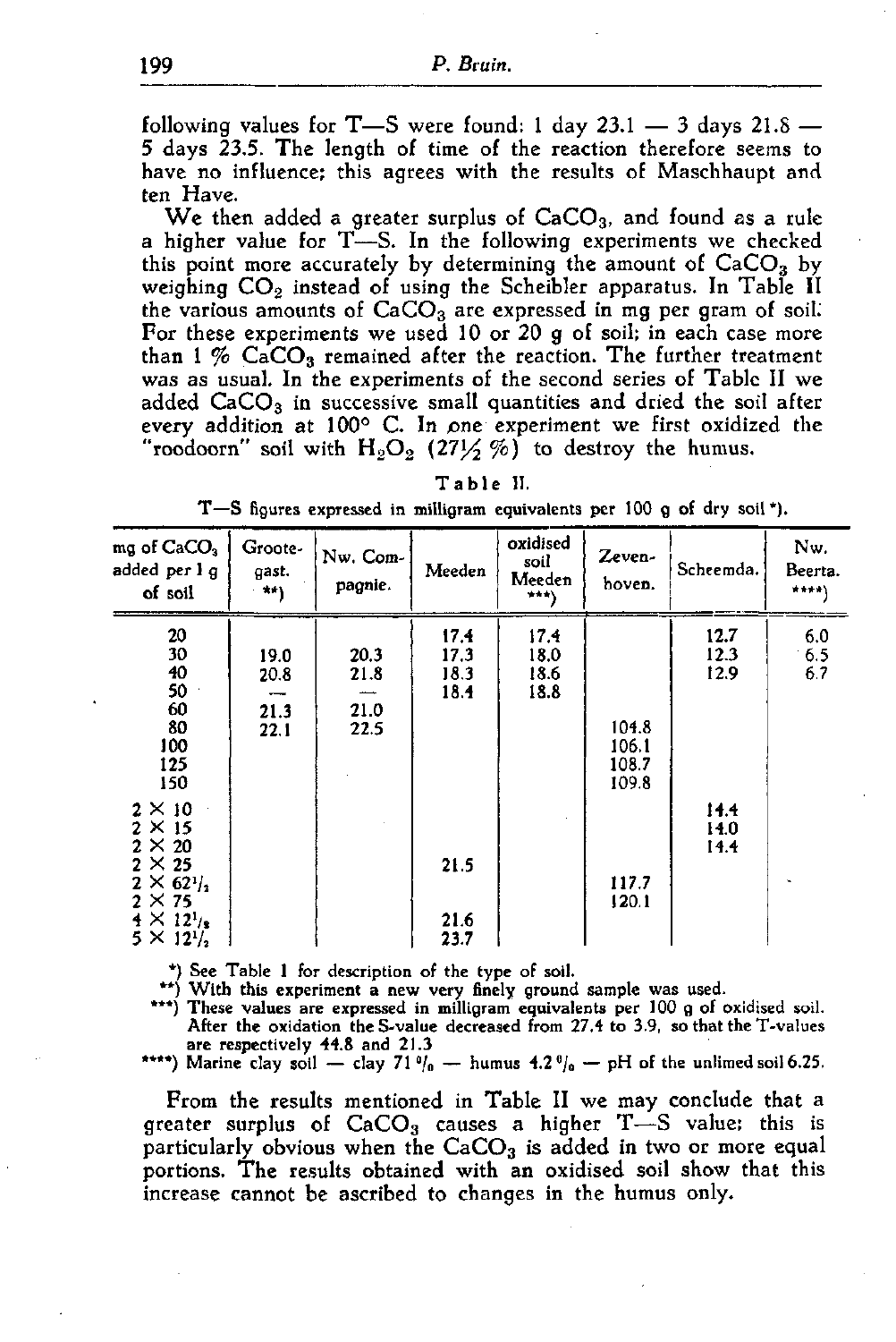following values for T—S were found: 1 day 23.1 — 3 days 21.8 — 5 days 23.5. The length of time of the reaction therefore seems to have no influence; this agrees with the results of Maschhaupt and ten Have.

We then added a greater surplus of $CaCO_3$, and found as a rule a higher value for T—S. In the following experiments we checked this point more accurately by determining the amount of $CaCO_3$ by weighing $CO_2$ instead of using the Scheibler apparatus. In Table II the various amounts of $CaCO_3$ are expressed in mg per gram of soil. For these experiments we used 10 or 20 g of soil; in each case more than 1 % $CaCO_3$ remained after the reaction. The further treatment was as usual. In the experiments of the second series of Table II we added $CaCO_3$ in successive small quantities and dried the soil after every addition at 100° C. In one experiment we first oxidized the "roodoorn" soil with $H_2O_2$ ($27\frac{1}{2}$ %) to destroy the humus.

Table II.

T—S figures expressed in milligram equivalents per 100 g of dry soil *).

| mg of $CaCO_3$ added per 1 g of soil | Grootegast. **) | Nw. Compagnie. | Meeden | oxidised soil Meeden ***) | Zevenhoven. | Scheemda. | Nw. Beerta. ****) |
|---|---|---|---|---|---|---|---|
| 20 | | | 17.4 | 17.4 | | 12.7 | 6.0 |
| 30 | 19.0 | 20.3 | 17.3 | 18.0 | | 12.3 | 6.5 |
| 40 | 20.8 | 21.8 | 18.3 | 18.6 | | 12.9 | 6.7 |
| 50 | — | — | 18.4 | 18.8 | | | |
| 60 | 21.3 | 21.0 | | | | | |
| 80 | 22.1 | 22.5 | | | 104.8 | | |
| 100 | | | | | 106.1 | | |
| 125 | | | | | 108.7 | | |
| 150 | | | | | 109.8 | | |
| 2 × 10 | | | | | | 14.4 | |
| 2 × 15 | | | | | | 14.0 | |
| 2 × 20 | | | | | | 14.4 | |
| 2 × 25 | | | 21.5 | | | | |
| 2 × $62\frac{1}{2}$ | | | | | 117.7 | | |
| 2 × 75 | | | | | 120.1 | | |
| 4 × $12\frac{1}{2}$ | | | 21.6 | | | | |
| 5 × $12\frac{1}{2}$ | | | 23.7 | | | | |

*) See Table I for description of the type of soil.
**) With this experiment a new very finely ground sample was used.
***) These values are expressed in milligram equivalents per 100 g of oxidised soil. After the oxidation the S-value decreased from 27.4 to 3.9, so that the T-values are respectively 44.8 and 21.3
****) Marine clay soil — clay 71 % — humus 4.2 % — pH of the unlimed soil 6.25.

From the results mentioned in Table II we may conclude that a greater surplus of $CaCO_3$ causes a higher T—S value; this is particularly obvious when the $CaCO_3$ is added in two or more equal portions. The results obtained with an oxidised soil show that this increase cannot be ascribed to changes in the humus only.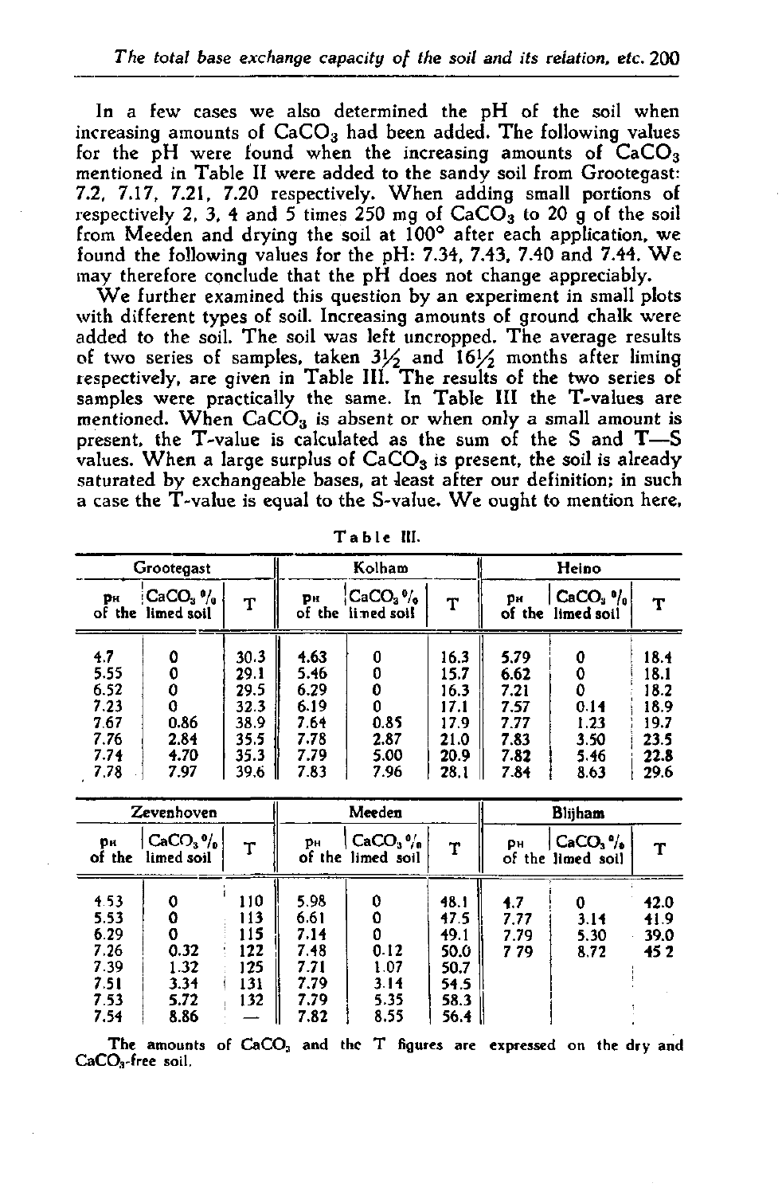In a few cases we also determined the pH of the soil when increasing amounts of $CaCO_3$ had been added. The following values for the pH were found when the increasing amounts of $CaCO_3$ mentioned in Table II were added to the sandy soil from Grootegast: 7.2, 7.17, 7.21, 7.20 respectively. When adding small portions of respectively 2, 3, 4 and 5 times 250 mg of $CaCO_3$ to 20 g of the soil from Meeden and drying the soil at 100° after each application, we found the following values for the pH: 7.34, 7.43, 7.40 and 7.44. We may therefore conclude that the pH does not change appreciably.

We further examined this question by an experiment in small plots with different types of soil. Increasing amounts of ground chalk were added to the soil. The soil was left uncropped. The average results of two series of samples, taken 3½ and 16½ months after liming respectively, are given in Table III. The results of the two series of samples were practically the same. In Table III the T-values are mentioned. When $CaCO_3$ is absent or when only a small amount is present, the T-value is calculated as the sum of the S and T—S values. When a large surplus of $CaCO_3$ is present, the soil is already saturated by exchangeable bases, at least after our definition; in such a case the T-value is equal to the S-value. We ought to mention here,

Table III.

| Grootegast | | | Kolham | | | Heino | | |
|---|---|---|---|---|---|---|---|---|
| pH of the limed soil | $CaCO_3$ % of the limed soil | T | pH of the limed soil | $CaCO_3$ % of the limed soil | T | pH of the limed soil | $CaCO_3$ % of the limed soil | T |
| 4.7 | 0 | 30.3 | 4.63 | 0 | 16.3 | 5.79 | 0 | 18.4 |
| 5.55 | 0 | 29.1 | 5.46 | 0 | 15.7 | 6.62 | 0 | 18.1 |
| 6.52 | 0 | 29.5 | 6.29 | 0 | 16.3 | 7.21 | 0 | 18.2 |
| 7.23 | 0 | 32.3 | 6.19 | 0 | 17.1 | 7.57 | 0.14 | 18.9 |
| 7.67 | 0.86 | 38.9 | 7.64 | 0.85 | 17.9 | 7.77 | 1.23 | 19.7 |
| 7.76 | 2.84 | 35.5 | 7.78 | 2.87 | 21.0 | 7.83 | 3.50 | 23.5 |
| 7.74 | 4.70 | 35.3 | 7.79 | 5.00 | 20.9 | 7.82 | 5.46 | 22.8 |
| 7.78 | 7.97 | 39.6 | 7.83 | 7.96 | 28.1 | 7.84 | 8.63 | 29.6 |

| Zevenhoven | | | Meeden | | | Blijham | | |
|---|---|---|---|---|---|---|---|---|
| pH of the limed soil | $CaCO_3$ % of the limed soil | T | pH of the limed soil | $CaCO_3$ % of the limed soil | T | pH of the limed soil | $CaCO_3$ % of the limed soil | T |
| 4.53 | 0 | 110 | 5.98 | 0 | 48.1 | 4.7 | 0 | 42.0 |
| 5.53 | 0 | 113 | 6.61 | 0 | 47.5 | 7.77 | 3.14 | 41.9 |
| 6.29 | 0 | 115 | 7.14 | 0 | 49.1 | 7.79 | 5.30 | 39.0 |
| 7.26 | 0.32 | 122 | 7.48 | 0.12 | 50.0 | 7.79 | 8.72 | 45.2 |
| 7.39 | 1.32 | 125 | 7.71 | 1.07 | 50.7 | | | |
| 7.51 | 3.34 | 131 | 7.79 | 3.14 | 54.5 | | | |
| 7.53 | 5.72 | 132 | 7.79 | 5.35 | 58.3 | | | |
| 7.54 | 8.86 | — | 7.82 | 8.55 | 56.4 | | | |

The amounts of $CaCO_3$ and the T figures are expressed on the dry and $CaCO_3$-free soil.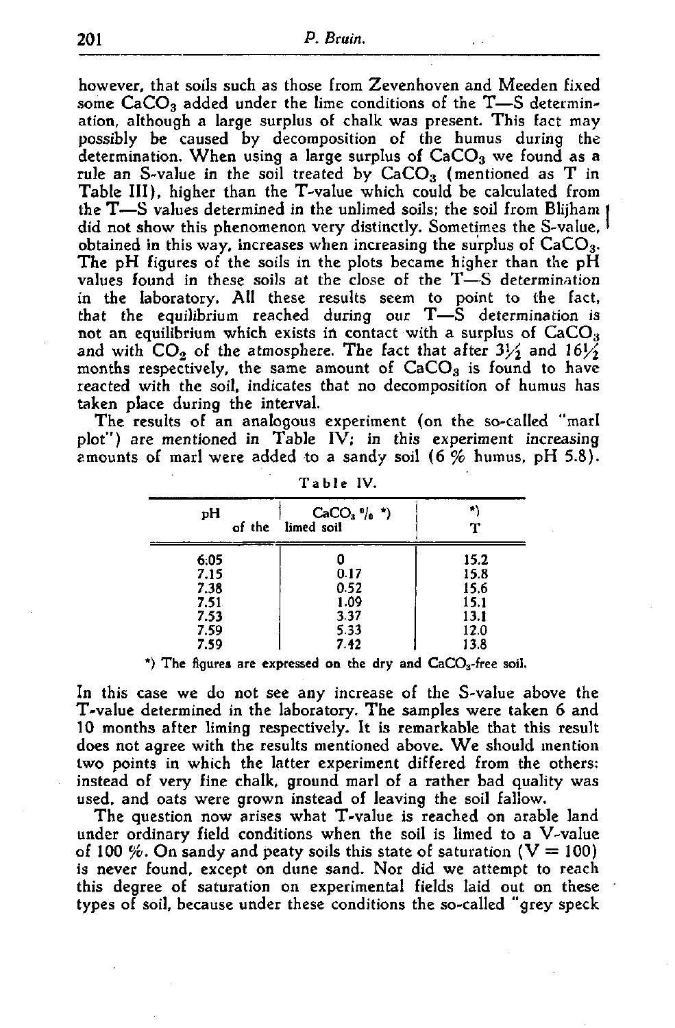however, that soils such as those from Zevenhoven and Meeden fixed some $CaCO_3$ added under the lime conditions of the T—S determination, although a large surplus of chalk was present. This fact may possibly be caused by decomposition of the humus during the determination. When using a large surplus of $CaCO_3$ we found as a rule an S-value in the soil treated by $CaCO_3$ (mentioned as T in Table III), higher than the T-value which could be calculated from the T—S values determined in the unlimed soils; the soil from Blijham did not show this phenomenon very distinctly. Sometimes the S-value, obtained in this way, increases when increasing the surplus of $CaCO_3$. The pH figures of the soils in the plots became higher than the pH values found in these soils at the close of the T—S determination in the laboratory. All these results seem to point to the fact, that the equilibrium reached during our T—S determination is not an equilibrium which exists in contact with a surplus of $CaCO_3$ and with $CO_2$ of the atmosphere. The fact that after 3½ and 16½ months respectively, the same amount of $CaCO_3$ is found to have reacted with the soil, indicates that no decomposition of humus has taken place during the interval.

The results of an analogous experiment (on the so-called "marl plot") are mentioned in Table IV; in this experiment increasing amounts of marl were added to a sandy soil (6 % humus, pH 5.8).

Table IV.

| pH of the | $CaCO_3$ % *) limed soil | *) T |
|---|---|---|
| 6.05 | 0 | 15.2 |
| 7.15 | 0.17 | 15.8 |
| 7.38 | 0.52 | 15.6 |
| 7.51 | 1.09 | 15.1 |
| 7.53 | 3.37 | 13.1 |
| 7.59 | 5.33 | 12.0 |
| 7.59 | 7.42 | 13.8 |

*) The figures are expressed on the dry and $CaCO_3$-free soil.

In this case we do not see any increase of the S-value above the T-value determined in the laboratory. The samples were taken 6 and 10 months after liming respectively. It is remarkable that this result does not agree with the results mentioned above. We should mention two points in which the latter experiment differed from the others: instead of very fine chalk, ground marl of a rather bad quality was used, and oats were grown instead of leaving the soil fallow.

The question now arises what T-value is reached on arable land under ordinary field conditions when the soil is limed to a V-value of 100 %. On sandy and peaty soils this state of saturation (V = 100) is never found, except on dune sand. Nor did we attempt to reach this degree of saturation on experimental fields laid out on these types of soil, because under these conditions the so-called "grey speck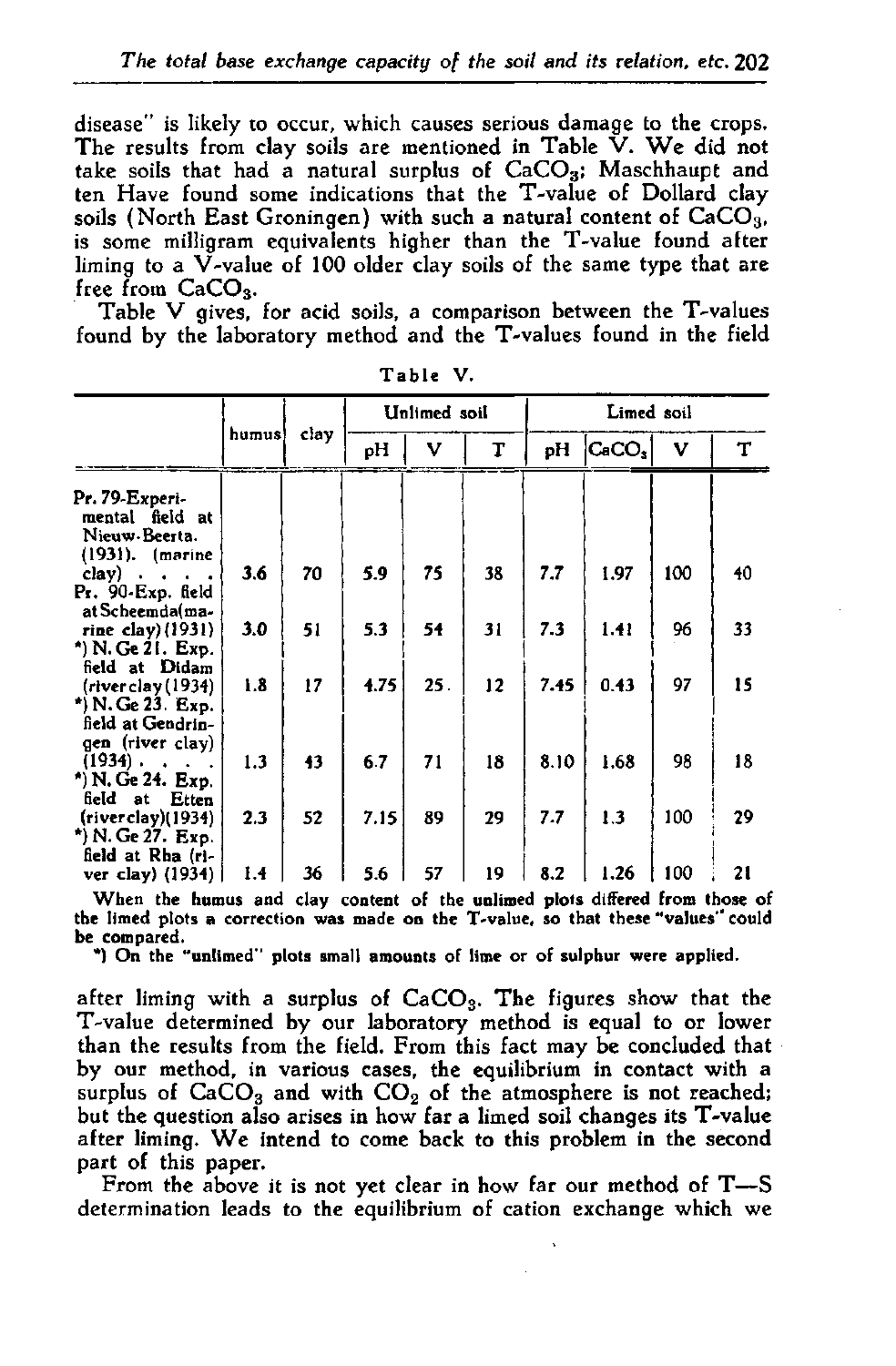disease" is likely to occur, which causes serious damage to the crops. The results from clay soils are mentioned in Table V. We did not take soils that had a natural surplus of $CaCO_3$; Maschhaupt and ten Have found some indications that the T-value of Dollard clay soils (North East Groningen) with such a natural content of $CaCO_3$, is some milligram equivalents higher than the T-value found after liming to a V-value of 100 older clay soils of the same type that are free from $CaCO_3$.

Table V gives, for acid soils, a comparison between the T-values found by the laboratory method and the T-values found in the field

Table V.

| | humus | clay | Unlimed soil | | | Limed soil | | | |
|---|---|---|---|---|---|---|---|---|---|
| | | | pH | V | T | pH | $CaCO_3$ | V | T |
| Pr. 79-Experimental field at Nieuw-Beerta. (1931). (marine clay) | 3.6 | 70 | 5.9 | 75 | 38 | 7.7 | 1.97 | 100 | 40 |
| Pr. 90-Exp. field at Scheemda (marine clay) (1931) | 3.0 | 51 | 5.3 | 54 | 31 | 7.3 | 1.41 | 96 | 33 |
| *) N. Ge 21. Exp. field at Didam (river clay (1934) | 1.8 | 17 | 4.75 | 25 | 12 | 7.45 | 0.43 | 97 | 15 |
| *) N. Ge 23. Exp. field at Gendringen (river clay) (1934) | 1.3 | 43 | 6.7 | 71 | 18 | 8.10 | 1.68 | 98 | 18 |
| *) N. Ge 24. Exp. field at Etten (river clay) (1934) | 2.3 | 52 | 7.15 | 89 | 29 | 7.7 | 1.3 | 100 | 29 |
| *) N. Ge 27. Exp. field at Rha (river clay) (1934) | 1.4 | 36 | 5.6 | 57 | 19 | 8.2 | 1.26 | 100 | 21 |

When the humus and clay content of the unlimed plots differed from those of the limed plots a correction was made on the T-value, so that these "values" could be compared.

*) On the "unlimed" plots small amounts of lime or of sulphur were applied.

after liming with a surplus of $CaCO_3$. The figures show that the T-value determined by our laboratory method is equal to or lower than the results from the field. From this fact may be concluded that by our method, in various cases, the equilibrium in contact with a surplus of $CaCO_3$ and with $CO_2$ of the atmosphere is not reached; but the question also arises in how far a limed soil changes its T-value after liming. We intend to come back to this problem in the second part of this paper.

From the above it is not yet clear in how far our method of T—S determination leads to the equilibrium of cation exchange which we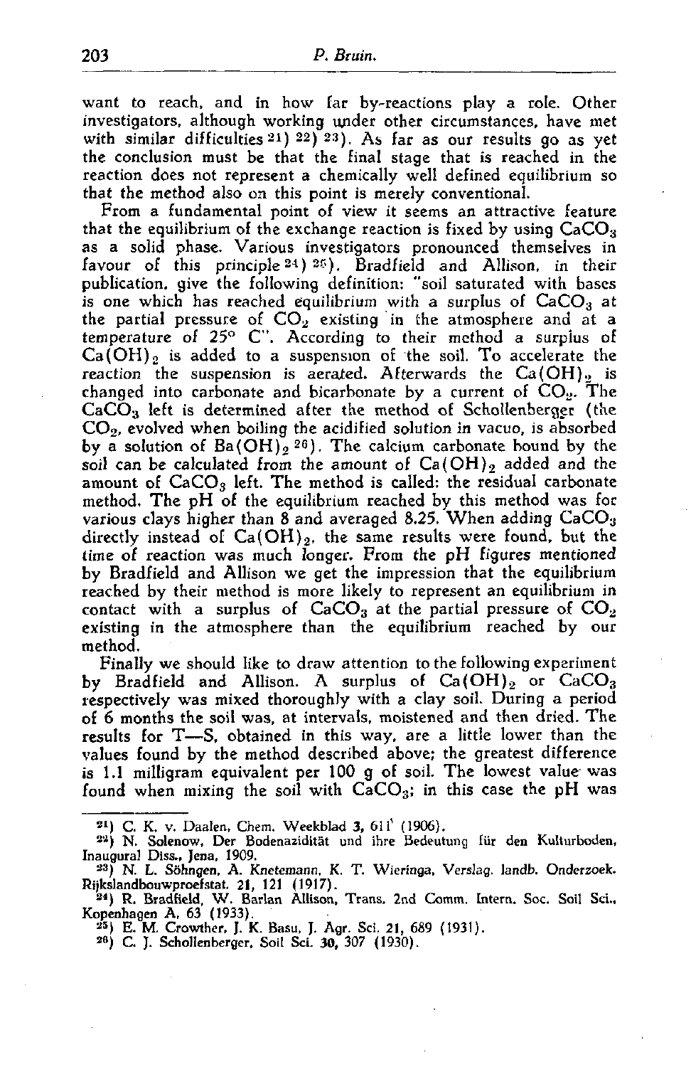want to reach, and in how far by-reactions play a role. Other investigators, although working under other circumstances, have met with similar difficulties [21] [22] [23]. As far as our results go as yet the conclusion must be that the final stage that is reached in the reaction does not represent a chemically well defined equilibrium so that the method also on this point is merely conventional.

From a fundamental point of view it seems an attractive feature that the equilibrium of the exchange reaction is fixed by using $CaCO_3$ as a solid phase. Various investigators pronounced themselves in favour of this principle [24] [25]. Bradfield and Allison, in their publication, give the following definition: "soil saturated with bases is one which has reached equilibrium with a surplus of $CaCO_3$ at the partial pressure of $CO_2$ existing in the atmosphere and at a temperature of 25° C". According to their method a surplus of $Ca(OH)_2$ is added to a suspension of the soil. To accelerate the reaction the suspension is aerated. Afterwards the $Ca(OH)_2$ is changed into carbonate and bicarbonate by a current of $CO_2$. The $CaCO_3$ left is determined after the method of Schollenberger (the $CO_2$, evolved when boiling the acidified solution in vacuo, is absorbed by a solution of $Ba(OH)_2$ [26]). The calcium carbonate bound by the soil can be calculated from the amount of $Ca(OH)_2$ added and the amount of $CaCO_3$ left. The method is called: the residual carbonate method. The pH of the equilibrium reached by this method was for various clays higher than 8 and averaged 8.25. When adding $CaCO_3$ directly instead of $Ca(OH)_2$, the same results were found, but the time of reaction was much longer. From the pH figures mentioned by Bradfield and Allison we get the impression that the equilibrium reached by their method is more likely to represent an equilibrium in contact with a surplus of $CaCO_3$ at the partial pressure of $CO_2$ existing in the atmosphere than the equilibrium reached by our method.

Finally we should like to draw attention to the following experiment by Bradfield and Allison. A surplus of $Ca(OH)_2$ or $CaCO_3$ respectively was mixed thoroughly with a clay soil. During a period of 6 months the soil was, at intervals, moistened and then dried. The results for T—S, obtained in this way, are a little lower than the values found by the method described above; the greatest difference is 1.1 milligram equivalent per 100 g of soil. The lowest value was found when mixing the soil with $CaCO_3$; in this case the pH was

---

[21] C. K. v. Daalen, Chem. Weekblad 3, 611 (1906).

[22] N. Solenow, Der Bodenazidität und ihre Bedeutung für den Kulturboden, Inaugural Diss., Jena, 1909.

[23] N. L. Söhngen, A. Knetemann, K. T. Wieringa, Verslag. landb. Onderzoek. Rijkslandbouwproefstat. 21, 121 (1917).

[24] R. Bradfield, W. Barlan Allison, Trans. 2nd Comm. Intern. Soc. Soil Sci., Kopenhagen A, 63 (1933).

[25] E. M. Crowther, J. K. Basu, J. Agr. Sci. 21, 689 (1931).

[26] C. J. Schollenberger, Soil Sci. 30, 307 (1930).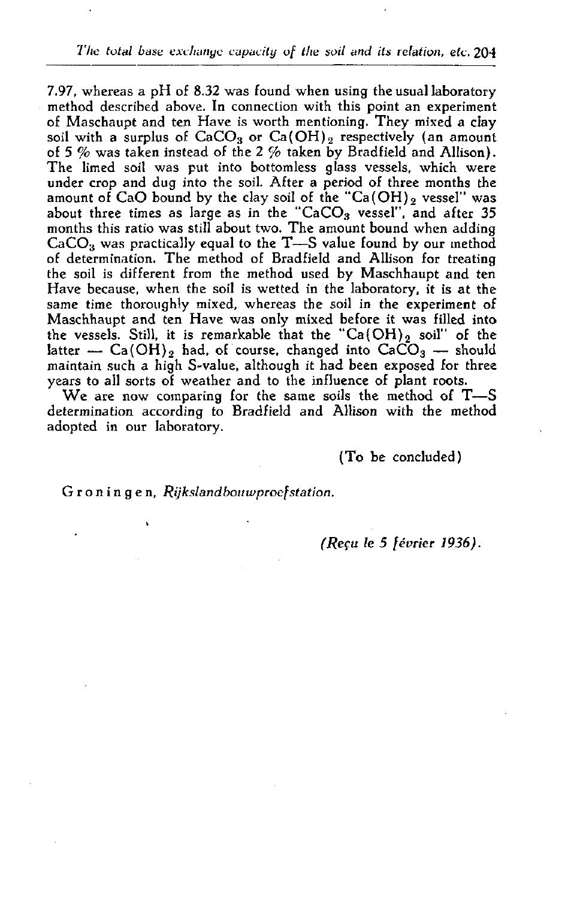7.97, whereas a pH of 8.32 was found when using the usual laboratory method described above. In connection with this point an experiment of Maschaupt and ten Have is worth mentioning. They mixed a clay soil with a surplus of $CaCO_3$ or $Ca(OH)_2$ respectively (an amount of 5 % was taken instead of the 2 % taken by Bradfield and Allison). The limed soil was put into bottomless glass vessels, which were under crop and dug into the soil. After a period of three months the amount of CaO bound by the clay soil of the "$Ca(OH)_2$ vessel" was about three times as large as in the "$CaCO_3$ vessel", and after 35 months this ratio was still about two. The amount bound when adding $CaCO_3$ was practically equal to the T—S value found by our method of determination. The method of Bradfield and Allison for treating the soil is different from the method used by Maschhaupt and ten Have because, when the soil is wetted in the laboratory, it is at the same time thoroughly mixed, whereas the soil in the experiment of Maschhaupt and ten Have was only mixed before it was filled into the vessels. Still, it is remarkable that the "$Ca(OH)_2$ soil" of the latter — $Ca(OH)_2$ had, of course, changed into $CaCO_3$ — should maintain such a high S-value, although it had been exposed for three years to all sorts of weather and to the influence of plant roots.

We are now comparing for the same soils the method of T—S determination according to Bradfield and Allison with the method adopted in our laboratory.

(To be concluded)

Groningen, *Rijkslandbouwproefstation.*

*(Reçu le 5 février 1936).*